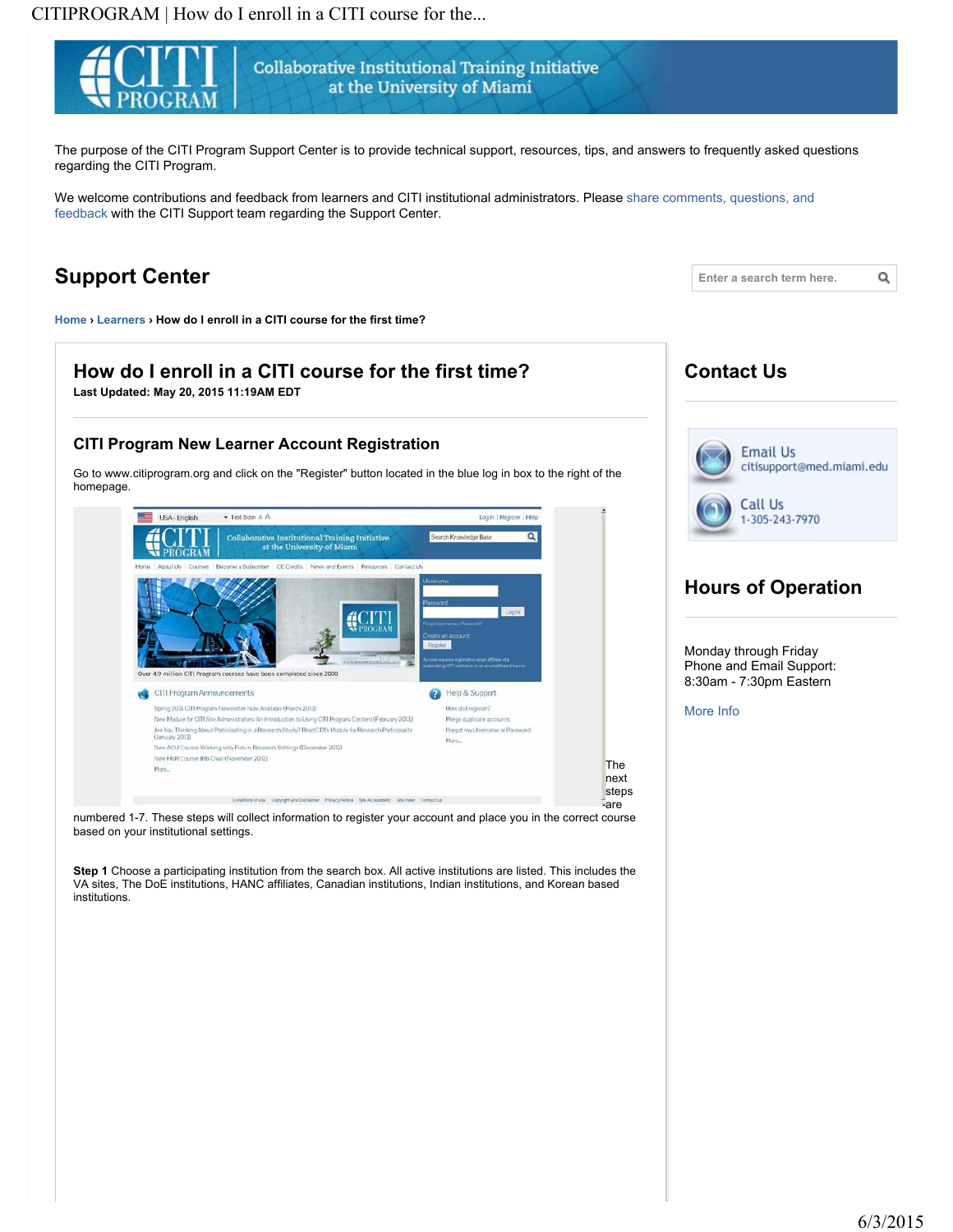The purpose of the CITI Program Support Center is to provide technical support, resources, tips, and answers to frequently asked questions regarding the CITI Program.

We welcome contributions and feedback from learners and CITI institutional administrators. Please share comments, questions, and feedback with the CITI Support team regarding the Support Center.

## Support Center

Home › Learners › **How do I enroll in a CITI course for the first time?**

# How do I enroll in a CITI course for the first time?

**Last Updated: May 20, 2015 11:19AM EDT**

### CITI Program New Learner Account Registration

Go to www.citiprogram.org and click on the "Register" button located in the blue log in box to the right of the homepage.

The next steps are numbered 1-7. These steps will collect information to register your account and place you in the correct course based on your institutional settings.

**Step 1** Choose a participating institution from the search box. All active institutions are listed. This includes the VA sites, The DoE institutions, HANC affiliates, Canadian institutions, Indian institutions, and Korean based institutions.

## Contact Us

Email Us
citisupport@med.miami.edu

Call Us
1-305-243-7970

## Hours of Operation

Monday through Friday
Phone and Email Support:
8:30am - 7:30pm Eastern

More Info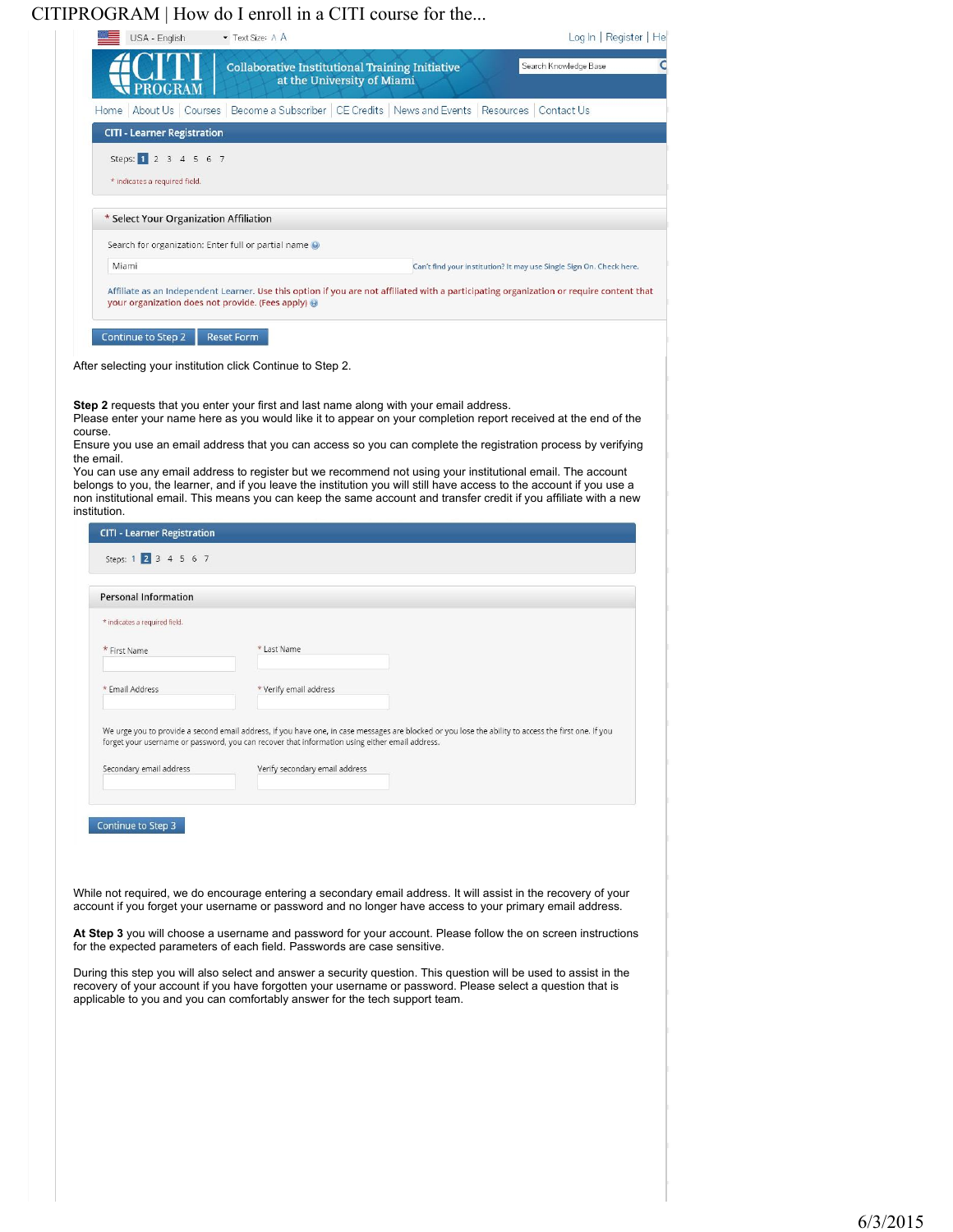USA - English Text Size: A A Log In | Register | Help

CITI PROGRAM — Collaborative Institutional Training Initiative at the University of Miami

Home | About Us | Courses | Become a Subscriber | CE Credits | News and Events | Resources | Contact Us

**CITI - Learner Registration**

Steps: 1 2 3 4 5 6 7

* indicates a required field.

**\* Select Your Organization Affiliation**

Search for organization: Enter full or partial name

Miami

Can't find your institution? It may use Single Sign On. Check here.

Affiliate as an Independent Learner. Use this option if you are not affiliated with a participating organization or require content that your organization does not provide. (Fees apply)

Continue to Step 2 | Reset Form

After selecting your institution click Continue to Step 2.

**Step 2** requests that you enter your first and last name along with your email address.
Please enter your name here as you would like it to appear on your completion report received at the end of the course.
Ensure you use an email address that you can access so you can complete the registration process by verifying the email.
You can use any email address to register but we recommend not using your institutional email. The account belongs to you, the learner, and if you leave the institution you will still have access to the account if you use a non institutional email. This means you can keep the same account and transfer credit if you affiliate with a new institution.

**CITI - Learner Registration**

Steps: 1 2 3 4 5 6 7

**Personal Information**

* indicates a required field.

\* First Name | \* Last Name

\* Email Address | \* Verify email address

We urge you to provide a second email address, if you have one, in case messages are blocked or you lose the ability to access the first one. If you forget your username or password, you can recover that information using either email address.

Secondary email address | Verify secondary email address

Continue to Step 3

While not required, we do encourage entering a secondary email address. It will assist in the recovery of your account if you forget your username or password and no longer have access to your primary email address.

**At Step 3** you will choose a username and password for your account. Please follow the on screen instructions for the expected parameters of each field. Passwords are case sensitive.

During this step you will also select and answer a security question. This question will be used to assist in the recovery of your account if you have forgotten your username or password. Please select a question that is applicable to you and you can comfortably answer for the tech support team.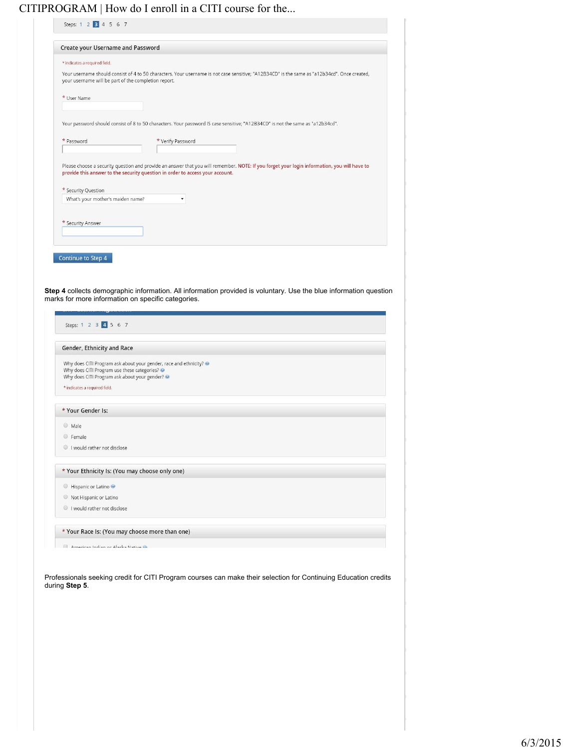Steps: 1 2 **3** 4 5 6 7

### Create your Username and Password

\* indicates a required field.

Your username should consist of 4 to 50 characters. Your username is not case sensitive; "A12B34CD" is the same as "a12b34cd". Once created, your username will be part of the completion report.

\* User Name

Your password should consist of 8 to 50 characters. Your password IS case sensitive; "A12B34CD" is not the same as "a12b34cd".

\* Password

\* Verify Password

Please choose a security question and provide an answer that you will remember. NOTE: If you forget your login information, you will have to provide this answer to the security question in order to access your account.

\* Security Question

What's your mother's maiden name?

\* Security Answer

Continue to Step 4

**Step 4** collects demographic information. All information provided is voluntary. Use the blue information question marks for more information on specific categories.

Steps: 1 2 3 **4** 5 6 7

### Gender, Ethnicity and Race

Why does CITI Program ask about your gender, race and ethnicity?
Why does CITI Program use these categories?
Why does CITI Program ask about your gender?

\* indicates a required field.

**\* Your Gender Is:**

- Male
- Female
- I would rather not disclose

**\* Your Ethnicity Is: (You may choose only one)**

- Hispanic or Latino
- Not Hispanic or Latino
- I would rather not disclose

**\* Your Race Is: (You may choose more than one)**

- American Indian or Alaska Native

Professionals seeking credit for CITI Program courses can make their selection for Continuing Education credits during **Step 5**.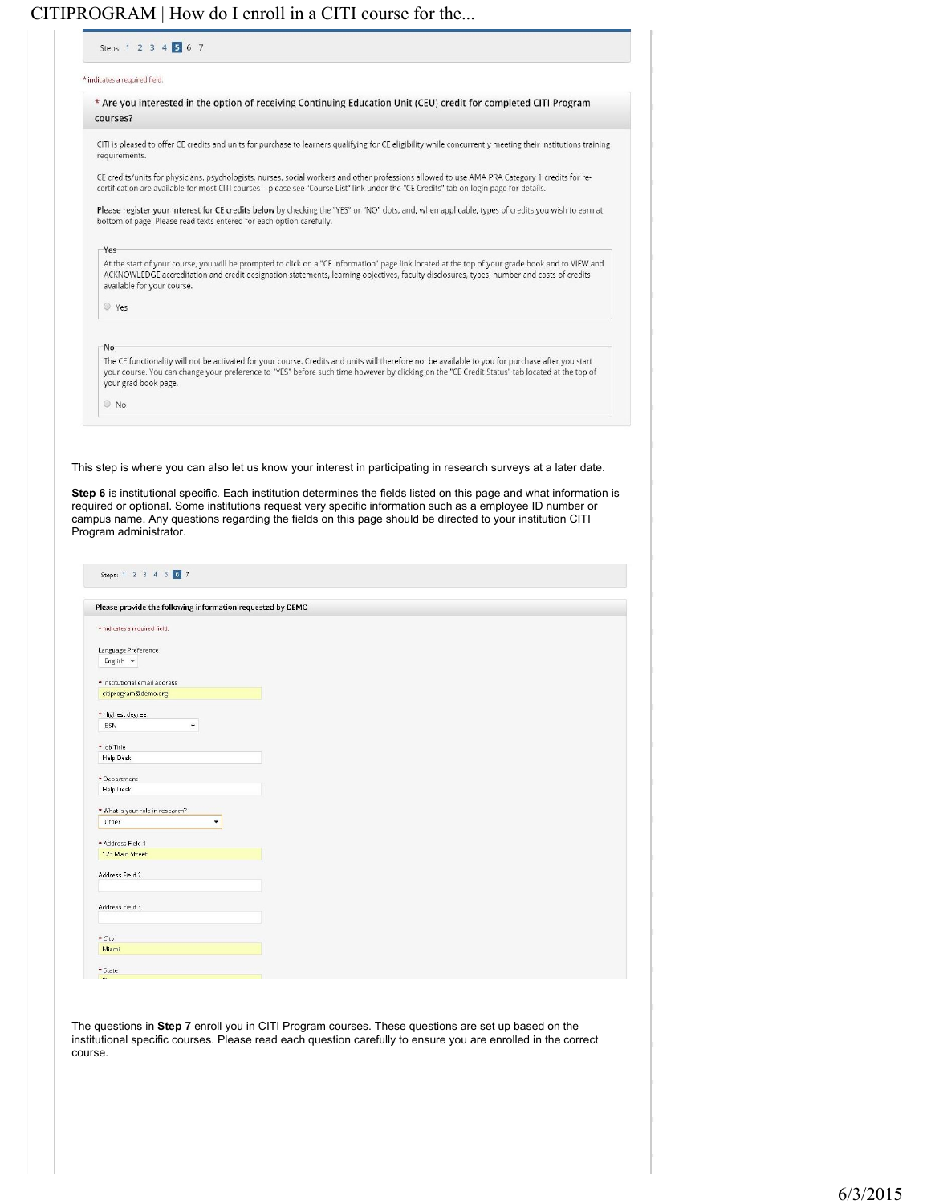Steps: 1 2 3 4 5 6 7

\* indicates a required field.

**\* Are you interested in the option of receiving Continuing Education Unit (CEU) credit for completed CITI Program courses?**

CITI is pleased to offer CE credits and units for purchase to learners qualifying for CE eligibility while concurrently meeting their institutions training requirements.

CE credits/units for physicians, psychologists, nurses, social workers and other professions allowed to use AMA PRA Category 1 credits for re-certification are available for most CITI courses – please see "Course List" link under the "CE Credits" tab on login page for details.

**Please register your interest for CE credits below** by checking the "YES" or "NO" dots, and, when applicable, types of credits you wish to earn at bottom of page. Please read texts entered for each option carefully.

Yes

At the start of your course, you will be prompted to click on a "CE Information" page link located at the top of your grade book and to VIEW and ACKNOWLEDGE accreditation and credit designation statements, learning objectives, faculty disclosures, types, number and costs of credits available for your course.

○ Yes

No

The CE functionality will not be activated for your course. Credits and units will therefore not be available to you for purchase after you start your course. You can change your preference to "YES" before such time however by clicking on the "CE Credit Status" tab located at the top of your grad book page.

○ No

This step is where you can also let us know your interest in participating in research surveys at a later date.

**Step 6** is institutional specific. Each institution determines the fields listed on this page and what information is required or optional. Some institutions request very specific information such as a employee ID number or campus name. Any questions regarding the fields on this page should be directed to your institution CITI Program administrator.

Steps: 1 2 3 4 5 6 7

Please provide the following information requested by DEMO

\* indicates a required field.

Language Preference
English

\* Institutional email address
citiprogram@demo.org

\* Highest degree
BSN

\* Job Title
Help Desk

\* Department
Help Desk

\* What is your role in research?
Other

\* Address Field 1
123 Main Street

Address Field 2

Address Field 3

\* City
Miami

\* State

The questions in **Step 7** enroll you in CITI Program courses. These questions are set up based on the institutional specific courses. Please read each question carefully to ensure you are enrolled in the correct course.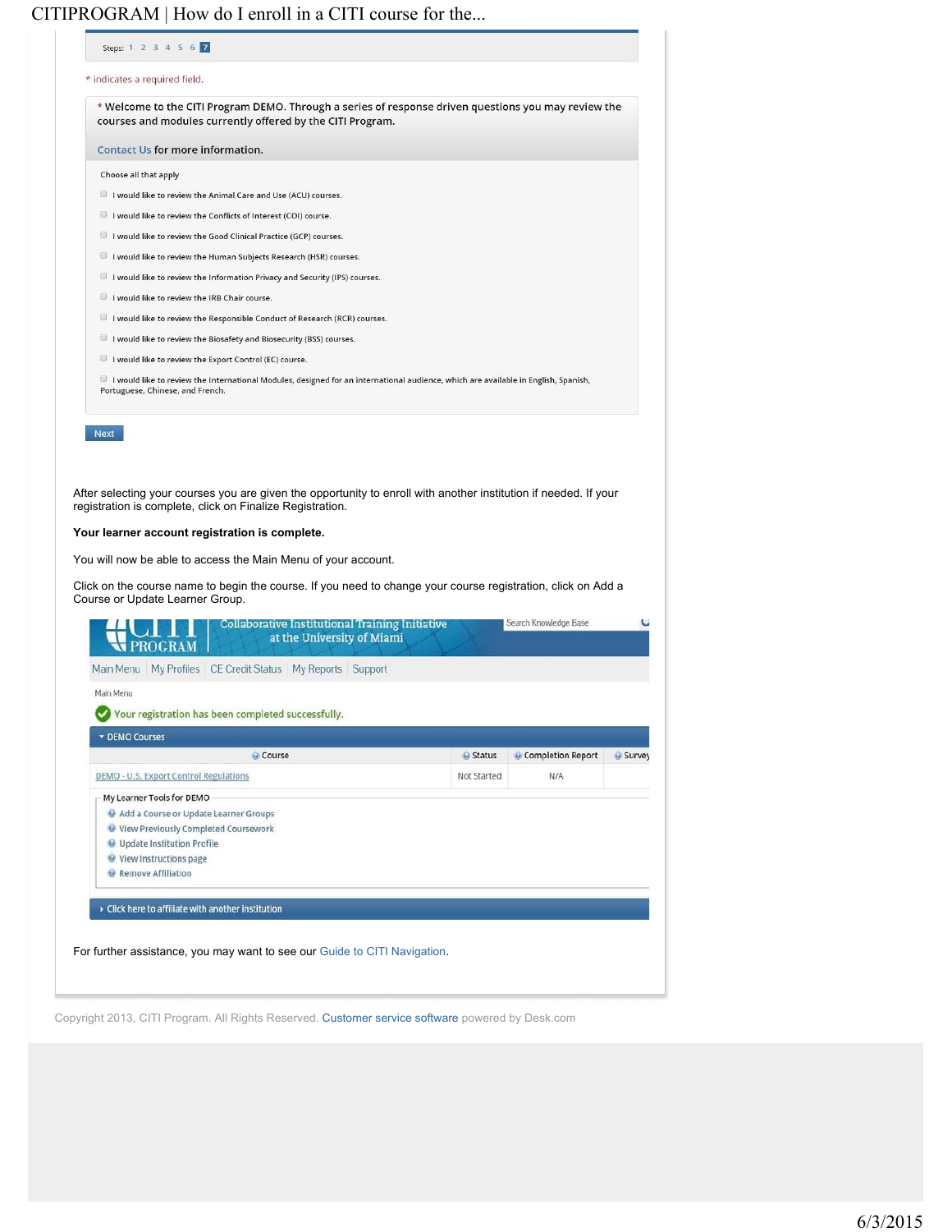Steps: 1 2 3 4 5 6 7

\* indicates a required field.

\* Welcome to the CITI Program DEMO. Through a series of response driven questions you may review the courses and modules currently offered by the CITI Program.

Contact Us for more information.

Choose all that apply

- I would like to review the Animal Care and Use (ACU) courses.
- I would like to review the Conflicts of Interest (COI) course.
- I would like to review the Good Clinical Practice (GCP) courses.
- I would like to review the Human Subjects Research (HSR) courses.
- I would like to review the Information Privacy and Security (IPS) courses.
- I would like to review the IRB Chair course.
- I would like to review the Responsible Conduct of Research (RCR) courses.
- I would like to review the Biosafety and Biosecurity (BSS) courses.
- I would like to review the Export Control (EC) course.
- I would like to review the International Modules, designed for an international audience, which are available in English, Spanish, Portuguese, Chinese, and French.

Next

After selecting your courses you are given the opportunity to enroll with another institution if needed. If your registration is complete, click on Finalize Registration.

**Your learner account registration is complete.**

You will now be able to access the Main Menu of your account.

Click on the course name to begin the course. If you need to change your course registration, click on Add a Course or Update Learner Group.

CITI PROGRAM | Collaborative Institutional Training Initiative at the University of Miami | Search Knowledge Base

Main Menu | My Profiles | CE Credit Status | My Reports | Support

Main Menu

Your registration has been completed successfully.

DEMO Courses

| Course | Status | Completion Report | Survey |
|---|---|---|---|
| DEMO - U.S. Export Control Regulations | Not Started | N/A | |

My Learner Tools for DEMO

- Add a Course or Update Learner Groups
- View Previously Completed Coursework
- Update Institution Profile
- View Instructions page
- Remove Affiliation

Click here to affiliate with another institution

For further assistance, you may want to see our Guide to CITI Navigation.

Copyright 2013, CITI Program. All Rights Reserved. Customer service software powered by Desk.com